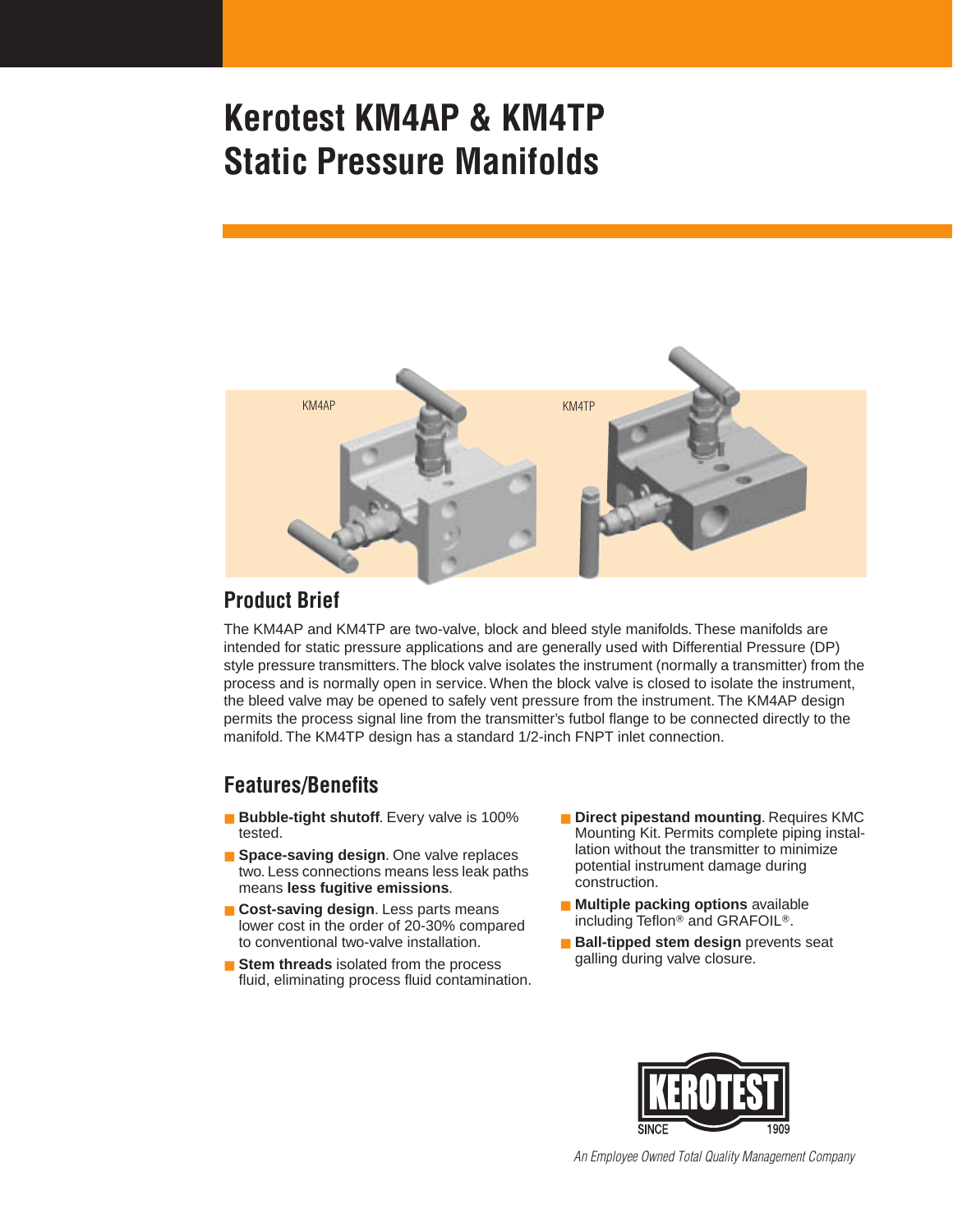# Kerotest KM4AP & KM4TP Static Pressure Manifolds

KM4AP

KM4TP

## Product Brief

The KM4AP and KM4TP are two-valve, block and bleed style manifolds. These manifolds are intended for static pressure applications and are generally used with Differential Pressure (DP) style pressure transmitters. The block valve isolates the instrument (normally a transmitter) from the process and is normally open in service. When the block valve is closed to isolate the instrument, the bleed valve may be opened to safely vent pressure from the instrument. The KM4AP design permits the process signal line from the transmitter's futbol flange to be connected directly to the manifold. The KM4TP design has a standard 1/2-inch FNPT inlet connection.

## Features/Benefits

- **Bubble-tight shutoff**. Every valve is 100% tested.
- **Space-saving design**. One valve replaces two. Less connections means less leak paths means **less fugitive emissions**.
- **Cost-saving design**. Less parts means lower cost in the order of 20-30% compared to conventional two-valve installation.
- **Stem threads** isolated from the process fluid, eliminating process fluid contamination.
- **Direct pipestand mounting**. Requires KMC Mounting Kit. Permits complete piping installation without the transmitter to minimize potential instrument damage during construction.
- **Multiple packing options** available including Teflon® and GRAFOIL®.
- **Ball-tipped stem design** prevents seat galling during valve closure.

KEROTEST SINCE 1909

*An Employee Owned Total Quality Management Company*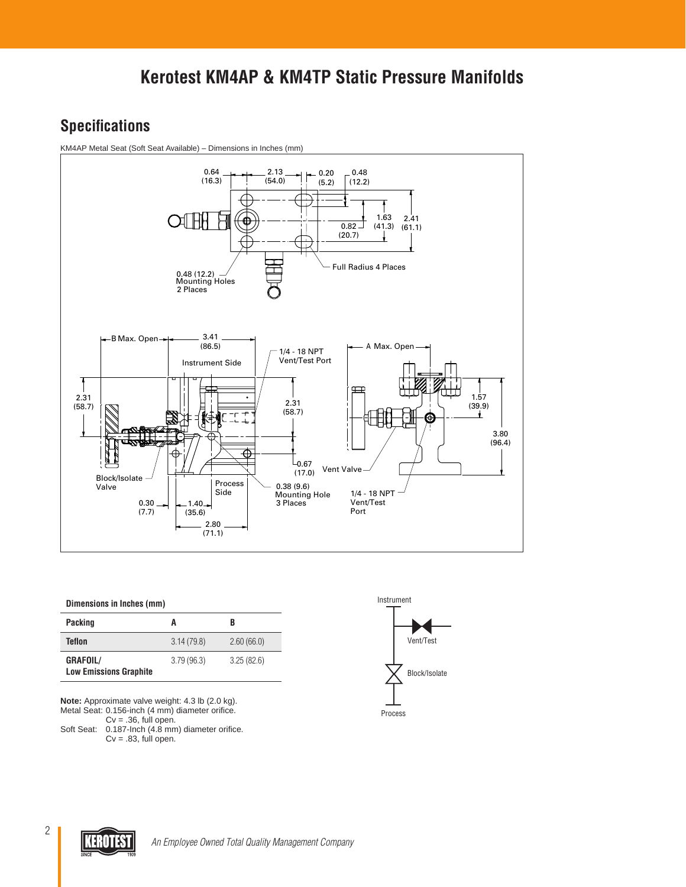# Kerotest KM4AP & KM4TP Static Pressure Manifolds

## Specifications

KM4AP Metal Seat (Soft Seat Available) – Dimensions in Inches (mm)

0.64 (16.3) 2.13 (54.0) 0.20 (5.2) 0.48 (12.2)

1.63 (41.3) 2.41 (61.1) 0.82 (20.7)

0.48 (12.2) Mounting Holes 2 Places

Full Radius 4 Places

B Max. Open 3.41 (86.5)

Instrument Side

1/4 - 18 NPT Vent/Test Port

A Max. Open

2.31 (58.7) 2.31 (58.7) 1.57 (39.9) 3.80 (96.4)

0.67 (17.0) Vent Valve

Block/Isolate Valve

Process Side

0.38 (9.6) Mounting Hole 3 Places

1/4 - 18 NPT Vent/Test Port

0.30 (7.7) 1.40 (35.6) 2.80 (71.1)

**Dimensions in Inches (mm)**

| Packing | A | B |
|---|---|---|
| Teflon | 3.14 (79.8) | 2.60 (66.0) |
| GRAFOIL/ Low Emissions Graphite | 3.79 (96.3) | 3.25 (82.6) |

**Note:** Approximate valve weight: 4.3 lb (2.0 kg).
Metal Seat: 0.156-inch (4 mm) diameter orifice.
Cv = .36, full open.
Soft Seat: 0.187-Inch (4.8 mm) diameter orifice.
Cv = .83, full open.

Instrument

Vent/Test

Block/Isolate

Process

*An Employee Owned Total Quality Management Company*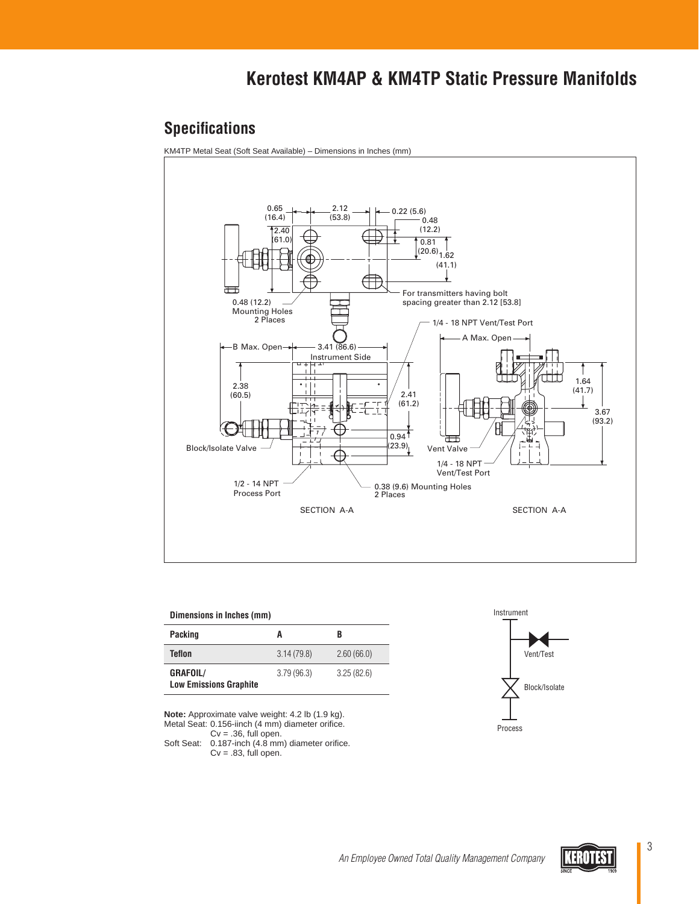# Kerotest KM4AP & KM4TP Static Pressure Manifolds

## Specifications

KM4TP Metal Seat (Soft Seat Available) – Dimensions in Inches (mm)

0.65 (16.4)
2.12 (53.8)
0.22 (5.6)
0.48 (12.2)
2.40 (61.0)
0.81 (20.6)
1.62 (41.1)
0.48 (12.2) Mounting Holes 2 Places
For transmitters having bolt spacing greater than 2.12 [53.8]
1/4 - 18 NPT Vent/Test Port
A Max. Open
B Max. Open
3.41 (86.6) Instrument Side
2.38 (60.5)
2.41 (61.2)
0.94 (23.9)
1.64 (41.7)
3.67 (93.2)
Block/Isolate Valve
Vent Valve
1/4 - 18 NPT Vent/Test Port
1/2 - 14 NPT Process Port
0.38 (9.6) Mounting Holes 2 Places
SECTION A-A
SECTION A-A

**Dimensions in Inches (mm)**

| Packing | A | B |
|---|---|---|
| **Teflon** | 3.14 (79.8) | 2.60 (66.0) |
| **GRAFOIL/ Low Emissions Graphite** | 3.79 (96.3) | 3.25 (82.6) |

Instrument
Vent/Test
Block/Isolate
Process

**Note:** Approximate valve weight: 4.2 lb (1.9 kg).
Metal Seat: 0.156-iinch (4 mm) diameter orifice.
Cv = .36, full open.
Soft Seat: 0.187-inch (4.8 mm) diameter orifice.
Cv = .83, full open.

*An Employee Owned Total Quality Management Company*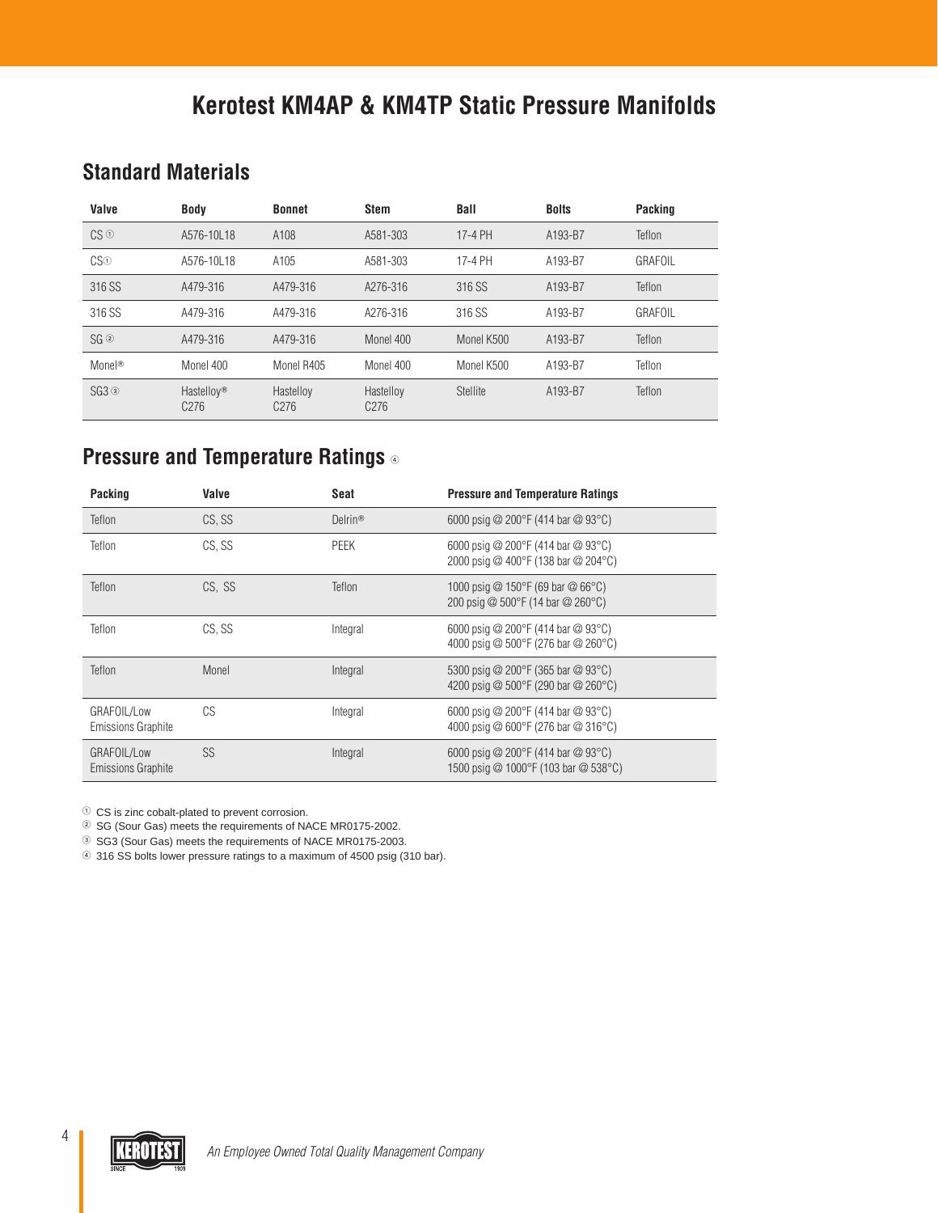# Kerotest KM4AP & KM4TP Static Pressure Manifolds

## Standard Materials

| Valve | Body | Bonnet | Stem | Ball | Bolts | Packing |
|---|---|---|---|---|---|---|
| CS ① | A576-10L18 | A108 | A581-303 | 17-4 PH | A193-B7 | Teflon |
| CS① | A576-10L18 | A105 | A581-303 | 17-4 PH | A193-B7 | GRAFOIL |
| 316 SS | A479-316 | A479-316 | A276-316 | 316 SS | A193-B7 | Teflon |
| 316 SS | A479-316 | A479-316 | A276-316 | 316 SS | A193-B7 | GRAFOIL |
| SG ② | A479-316 | A479-316 | Monel 400 | Monel K500 | A193-B7 | Teflon |
| Monel® | Monel 400 | Monel R405 | Monel 400 | Monel K500 | A193-B7 | Teflon |
| SG3 ③ | Hastelloy® C276 | Hastelloy C276 | Hastelloy C276 | Stellite | A193-B7 | Teflon |

## Pressure and Temperature Ratings ④

| Packing | Valve | Seat | Pressure and Temperature Ratings |
|---|---|---|---|
| Teflon | CS, SS | Delrin® | 6000 psig @ 200°F (414 bar @ 93°C) |
| Teflon | CS, SS | PEEK | 6000 psig @ 200°F (414 bar @ 93°C)<br>2000 psig @ 400°F (138 bar @ 204°C) |
| Teflon | CS, SS | Teflon | 1000 psig @ 150°F (69 bar @ 66°C)<br>200 psig @ 500°F (14 bar @ 260°C) |
| Teflon | CS, SS | Integral | 6000 psig @ 200°F (414 bar @ 93°C)<br>4000 psig @ 500°F (276 bar @ 260°C) |
| Teflon | Monel | Integral | 5300 psig @ 200°F (365 bar @ 93°C)<br>4200 psig @ 500°F (290 bar @ 260°C) |
| GRAFOIL/Low Emissions Graphite | CS | Integral | 6000 psig @ 200°F (414 bar @ 93°C)<br>4000 psig @ 600°F (276 bar @ 316°C) |
| GRAFOIL/Low Emissions Graphite | SS | Integral | 6000 psig @ 200°F (414 bar @ 93°C)<br>1500 psig @ 1000°F (103 bar @ 538°C) |

① CS is zinc cobalt-plated to prevent corrosion.
② SG (Sour Gas) meets the requirements of NACE MR0175-2002.
③ SG3 (Sour Gas) meets the requirements of NACE MR0175-2003.
④ 316 SS bolts lower pressure ratings to a maximum of 4500 psig (310 bar).

KEROTEST SINCE 1909

*An Employee Owned Total Quality Management Company*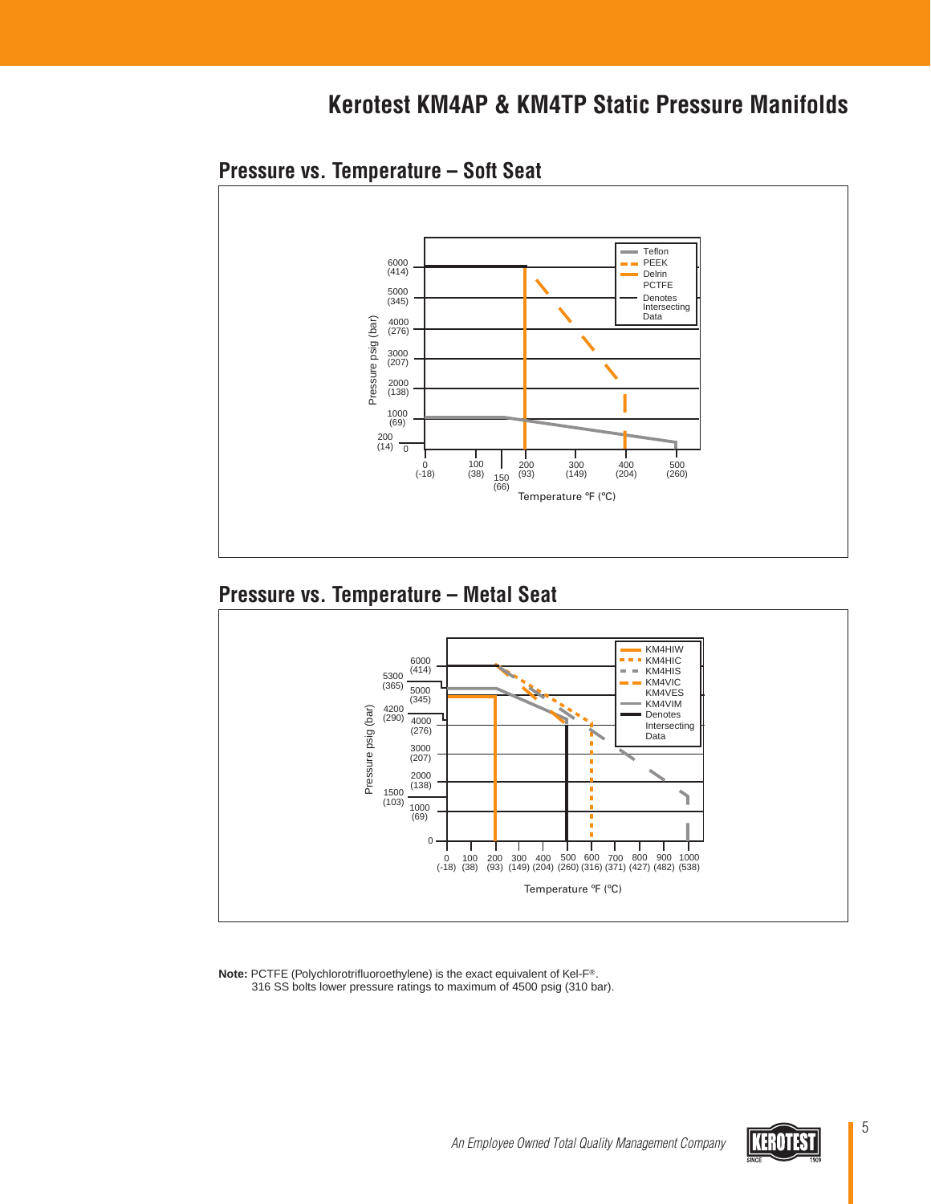# Kerotest KM4AP & KM4TP Static Pressure Manifolds

## Pressure vs. Temperature – Soft Seat

## Pressure vs. Temperature – Metal Seat

**Note:** PCTFE (Polychlorotrifluoroethylene) is the exact equivalent of Kel-F®.
316 SS bolts lower pressure ratings to maximum of 4500 psig (310 bar).

*An Employee Owned Total Quality Management Company*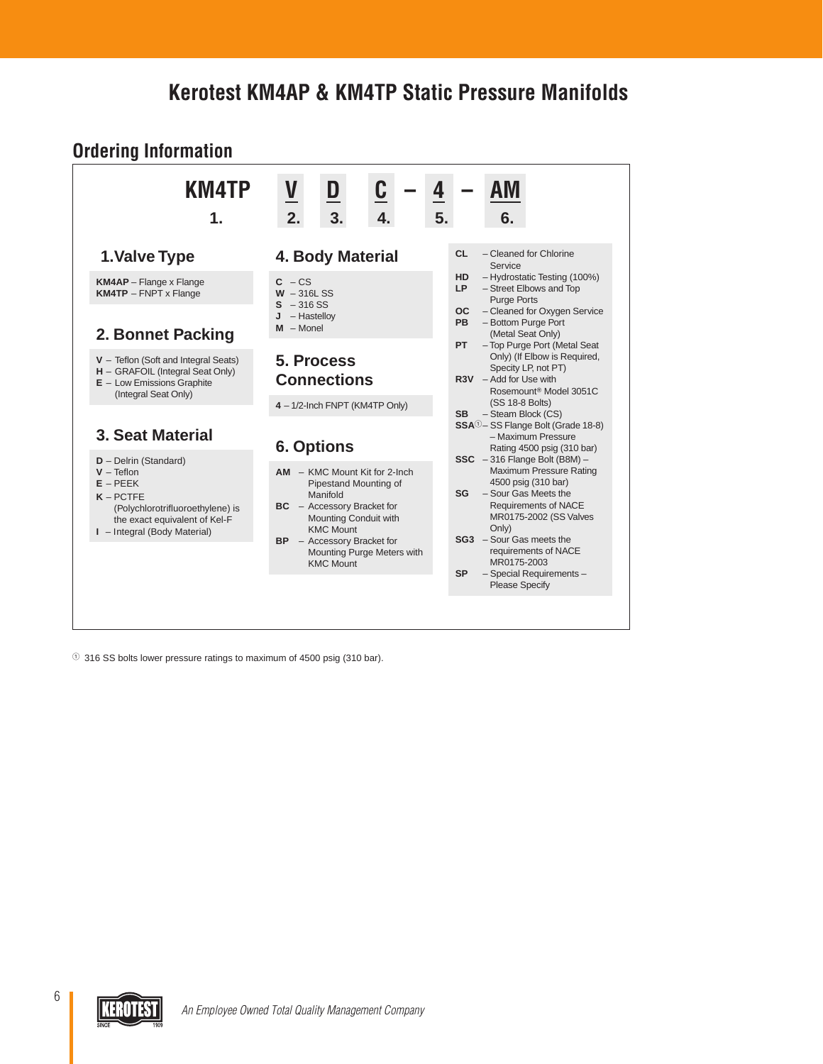# Kerotest KM4AP & KM4TP Static Pressure Manifolds

## Ordering Information

| KM4TP | V | D | C | – | 4 | – | AM |
|---|---|---|---|---|---|---|---|
| 1. | 2. | 3. | 4. | | 5. | | 6. |

### 1. Valve Type

**KM4AP** – Flange x Flange
**KM4TP** – FNPT x Flange

### 2. Bonnet Packing

**V** – Teflon (Soft and Integral Seats)
**H** – GRAFOIL (Integral Seat Only)
**E** – Low Emissions Graphite (Integral Seat Only)

### 3. Seat Material

**D** – Delrin (Standard)
**V** – Teflon
**E** – PEEK
**K** – PCTFE (Polychlorotrifluoroethylene) is the exact equivalent of Kel-F
**I** – Integral (Body Material)

### 4. Body Material

**C** – CS
**W** – 316L SS
**S** – 316 SS
**J** – Hastelloy
**M** – Monel

### 5. Process Connections

**4** – 1/2-Inch FNPT (KM4TP Only)

### 6. Options

**AM** – KMC Mount Kit for 2-Inch Pipestand Mounting of Manifold
**BC** – Accessory Bracket for Mounting Conduit with KMC Mount
**BP** – Accessory Bracket for Mounting Purge Meters with KMC Mount
**CL** – Cleaned for Chlorine Service
**HD** – Hydrostatic Testing (100%)
**LP** – Street Elbows and Top Purge Ports
**OC** – Cleaned for Oxygen Service
**PB** – Bottom Purge Port (Metal Seat Only)
**PT** – Top Purge Port (Metal Seat Only) (If Elbow is Required, Specity LP, not PT)
**R3V** – Add for Use with Rosemount® Model 3051C (SS 18-8 Bolts)
**SB** – Steam Block (CS)
**SSA**[1] – SS Flange Bolt (Grade 18-8) – Maximum Pressure Rating 4500 psig (310 bar)
**SSC** – 316 Flange Bolt (B8M) – Maximum Pressure Rating 4500 psig (310 bar)
**SG** – Sour Gas Meets the Requirements of NACE MR0175-2002 (SS Valves Only)
**SG3** – Sour Gas meets the requirements of NACE MR0175-2003
**SP** – Special Requirements – Please Specify

[1] 316 SS bolts lower pressure ratings to maximum of 4500 psig (310 bar).

*An Employee Owned Total Quality Management Company*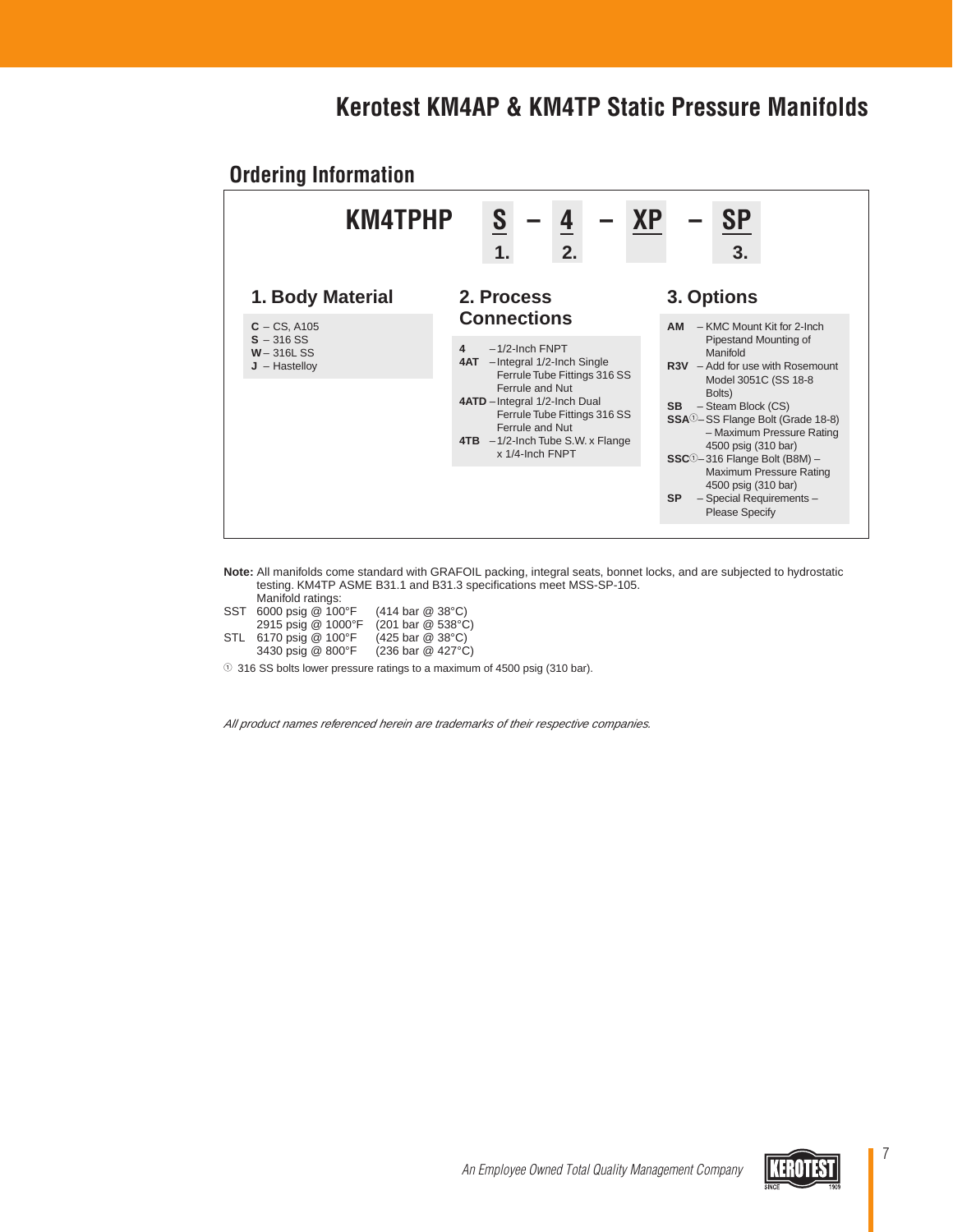# Kerotest KM4AP & KM4TP Static Pressure Manifolds

## Ordering Information

**KM4TPHP** **S** – **4** – **XP** – **SP**

1. 2. 3.

### 1. Body Material

**C** – CS, A105
**S** – 316 SS
**W** – 316L SS
**J** – Hastelloy

### 2. Process Connections

**4** – 1/2-Inch FNPT
**4AT** – Integral 1/2-Inch Single Ferrule Tube Fittings 316 SS Ferrule and Nut
**4ATD** – Integral 1/2-Inch Dual Ferrule Tube Fittings 316 SS Ferrule and Nut
**4TB** – 1/2-Inch Tube S.W. x Flange x 1/4-Inch FNPT

### 3. Options

**AM** – KMC Mount Kit for 2-Inch Pipestand Mounting of Manifold
**R3V** – Add for use with Rosemount Model 3051C (SS 18-8 Bolts)
**SB** – Steam Block (CS)
**SSA**① – SS Flange Bolt (Grade 18-8) – Maximum Pressure Rating 4500 psig (310 bar)
**SSC**① – 316 Flange Bolt (B8M) – Maximum Pressure Rating 4500 psig (310 bar)
**SP** – Special Requirements – Please Specify

**Note:** All manifolds come standard with GRAFOIL packing, integral seats, bonnet locks, and are subjected to hydrostatic testing. KM4TP ASME B31.1 and B31.3 specifications meet MSS-SP-105.
Manifold ratings:

| | | |
|---|---|---|
| SST | 6000 psig @ 100°F | (414 bar @ 38°C) |
| | 2915 psig @ 1000°F | (201 bar @ 538°C) |
| STL | 6170 psig @ 100°F | (425 bar @ 38°C) |
| | 3430 psig @ 800°F | (236 bar @ 427°C) |

① 316 SS bolts lower pressure ratings to a maximum of 4500 psig (310 bar).

*All product names referenced herein are trademarks of their respective companies.*

*An Employee Owned Total Quality Management Company*

KEROTEST SINCE 1909